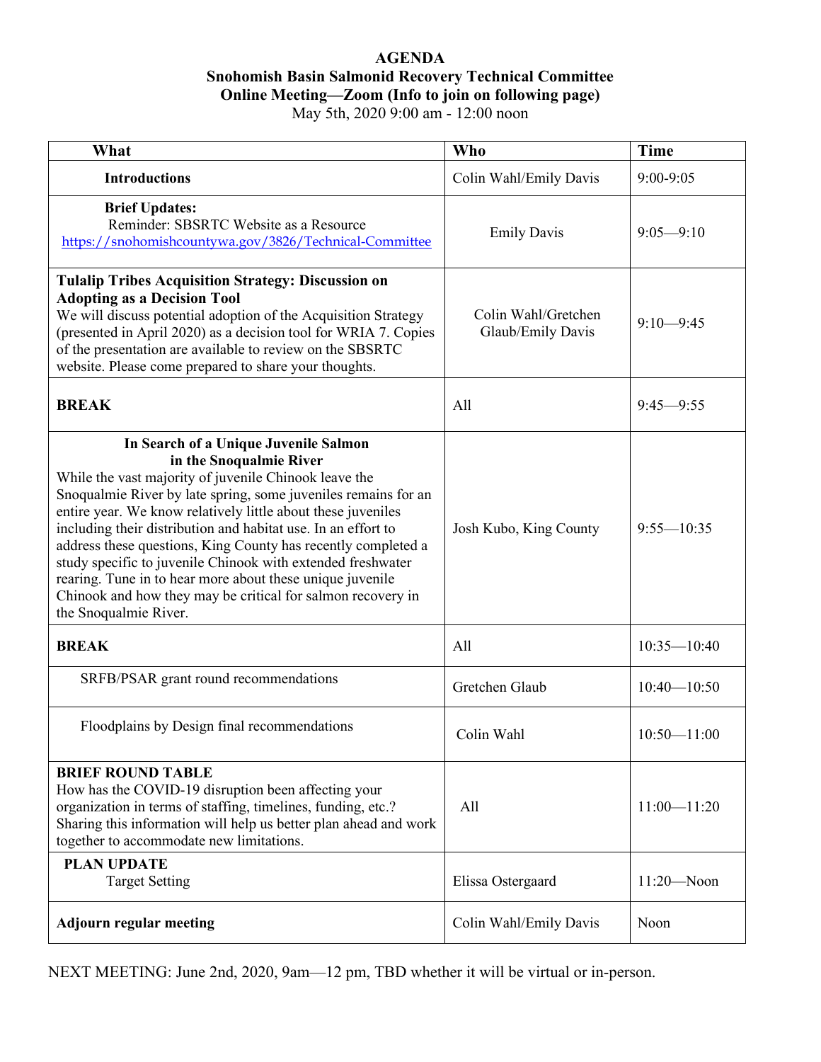# AGENDA

## Snohomish Basin Salmonid Recovery Technical Committee

**Online Meeting—Zoom (Info to join on following page)**

May 5th, 2020 9:00 am - 12:00 noon

| What | Who | Time |
|---|---|---|
| **Introductions** | Colin Wahl/Emily Davis | 9:00-9:05 |
| **Brief Updates:** Reminder: SBSRTC Website as a Resource https://snohomishcountywa.gov/3826/Technical-Committee | Emily Davis | 9:05—9:10 |
| **Tulalip Tribes Acquisition Strategy: Discussion on Adopting as a Decision Tool** We will discuss potential adoption of the Acquisition Strategy (presented in April 2020) as a decision tool for WRIA 7. Copies of the presentation are available to review on the SBSRTC website. Please come prepared to share your thoughts. | Colin Wahl/Gretchen Glaub/Emily Davis | 9:10—9:45 |
| **BREAK** | All | 9:45—9:55 |
| **In Search of a Unique Juvenile Salmon in the Snoqualmie River** While the vast majority of juvenile Chinook leave the Snoqualmie River by late spring, some juveniles remains for an entire year. We know relatively little about these juveniles including their distribution and habitat use. In an effort to address these questions, King County has recently completed a study specific to juvenile Chinook with extended freshwater rearing. Tune in to hear more about these unique juvenile Chinook and how they may be critical for salmon recovery in the Snoqualmie River. | Josh Kubo, King County | 9:55—10:35 |
| **BREAK** | All | 10:35—10:40 |
| SRFB/PSAR grant round recommendations | Gretchen Glaub | 10:40—10:50 |
| Floodplains by Design final recommendations | Colin Wahl | 10:50—11:00 |
| **BRIEF ROUND TABLE** How has the COVID-19 disruption been affecting your organization in terms of staffing, timelines, funding, etc.? Sharing this information will help us better plan ahead and work together to accommodate new limitations. | All | 11:00—11:20 |
| **PLAN UPDATE** Target Setting | Elissa Ostergaard | 11:20—Noon |
| **Adjourn regular meeting** | Colin Wahl/Emily Davis | Noon |

NEXT MEETING: June 2nd, 2020, 9am—12 pm, TBD whether it will be virtual or in-person.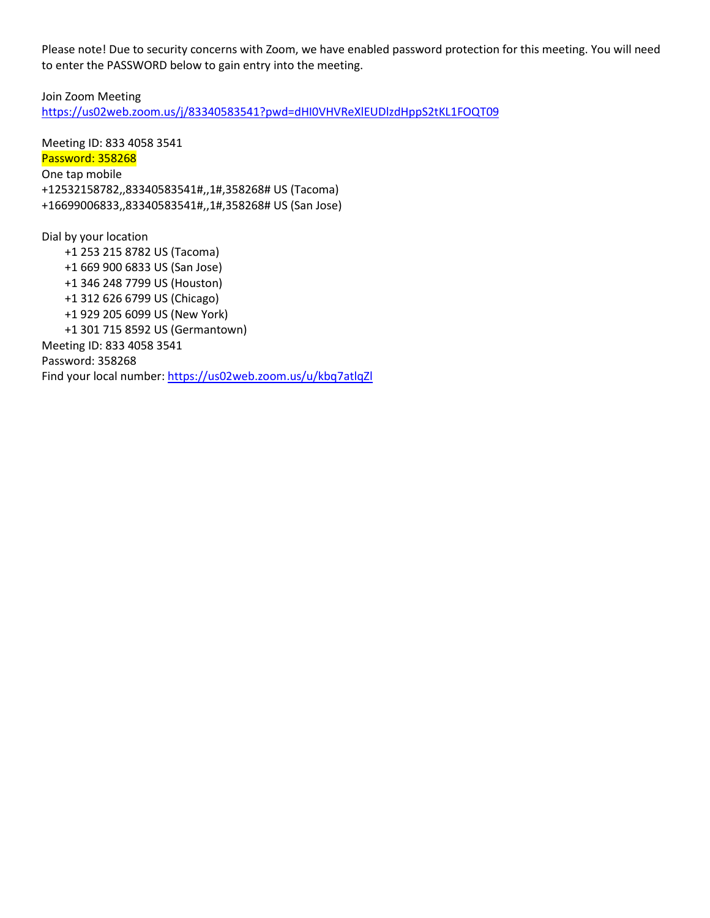Please note! Due to security concerns with Zoom, we have enabled password protection for this meeting. You will need to enter the PASSWORD below to gain entry into the meeting.

Join Zoom Meeting
https://us02web.zoom.us/j/83340583541?pwd=dHI0VHVReXlEUDlzdHppS2tKL1FOQT09

Meeting ID: 833 4058 3541
Password: 358268
One tap mobile
+12532158782,,83340583541#,,1#,358268# US (Tacoma)
+16699006833,,83340583541#,,1#,358268# US (San Jose)

Dial by your location
 +1 253 215 8782 US (Tacoma)
 +1 669 900 6833 US (San Jose)
 +1 346 248 7799 US (Houston)
 +1 312 626 6799 US (Chicago)
 +1 929 205 6099 US (New York)
 +1 301 715 8592 US (Germantown)
Meeting ID: 833 4058 3541
Password: 358268
Find your local number: https://us02web.zoom.us/u/kbq7atlqZl